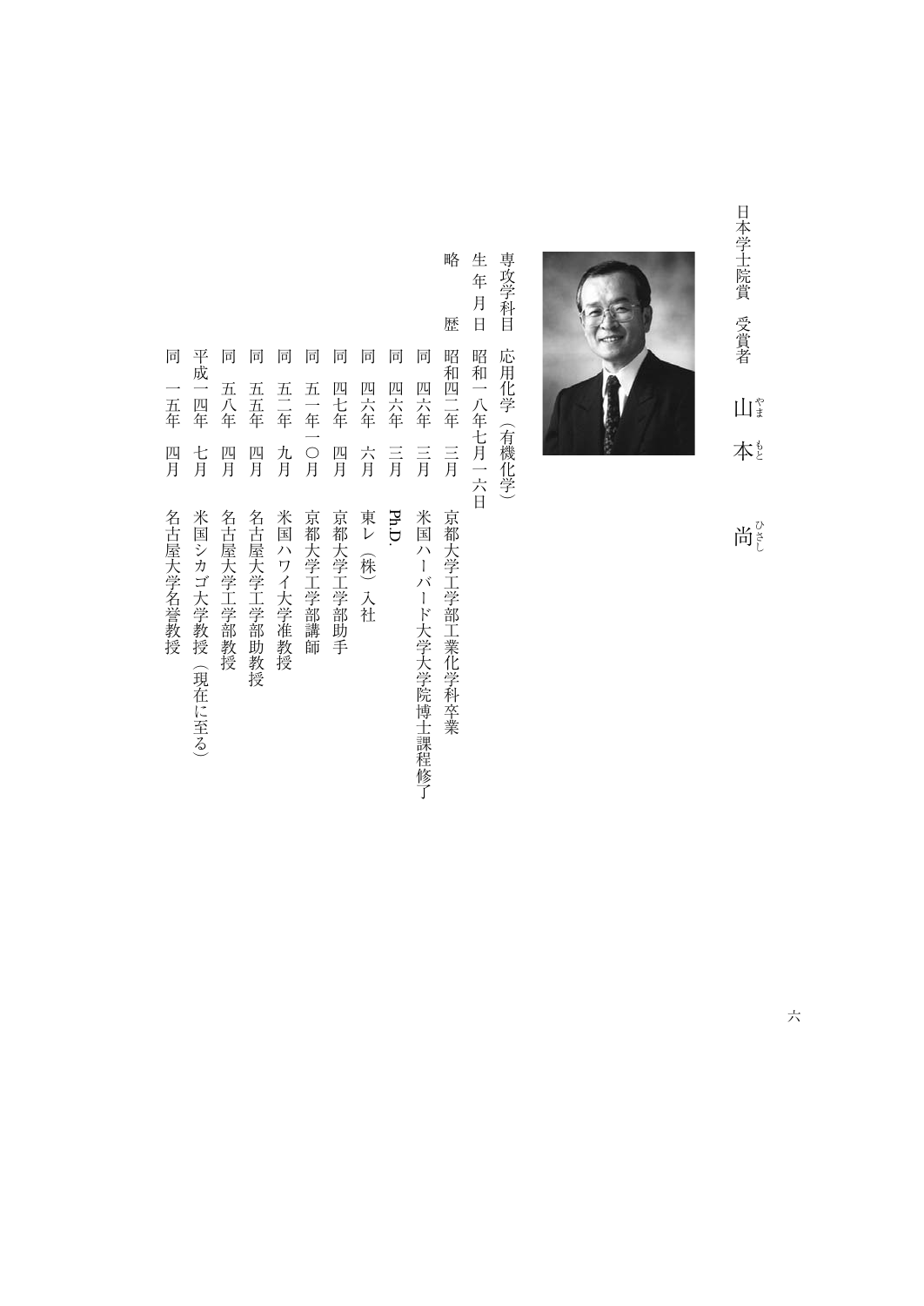日本学士院賞　受賞者

# 山本　尚（やまもと　ひさし）

専攻学科目　応用化学（有機化学）

生年月日　昭和一八年七月一六日

略　　歴

| | | |
|---|---|---|
| 昭和四二年 | 三月 | 京都大学工学部工業化学科卒業 |
| 同　四六年 | 三月 | 米国ハーバード大学大学院博士課程修了 |
| 同　四六年 | 三月 | **Ph.D.** |
| 同　四六年 | 六月 | 東レ（株）入社 |
| 同　四七年 | 四月 | 京都大学工学部助手 |
| 同　五一年一〇月 | | 京都大学工学部講師 |
| 同　五二年 | 九月 | 米国ハワイ大学准教授 |
| 同　五五年 | 四月 | 名古屋大学工学部助教授 |
| 同　五八年 | 四月 | 名古屋大学工学部教授 |
| 平成一四年 | 七月 | 米国シカゴ大学教授（現在に至る） |
| 同　一五年 | 四月 | 名古屋大学名誉教授 |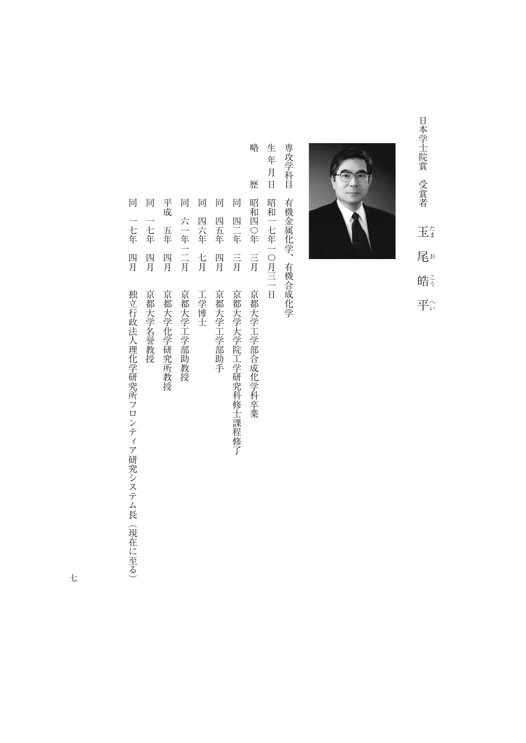日本学士院賞　受賞者　玉尾皓平（たまお　こうへい）

専攻学科目　有機金属化学、有機合成化学

生年月日　昭和一七年一〇月三一日

略　　歴

| | | |
|---|---|---|
| 昭和四〇年 | 三月 | 京都大学工学部合成化学科卒業 |
| 同　四二年 | 三月 | 京都大学大学院工学研究科修士課程修了 |
| 同　四五年 | 四月 | 京都大学工学部助手 |
| 同　四六年 | 七月 | 工学博士 |
| 同　六一年一二月 | | 京都大学工学部助教授 |
| 平成　五年 | 四月 | 京都大学化学研究所教授 |
| 同　一七年 | 四月 | 京都大学名誉教授 |
| 同　一七年 | 四月 | 独立行政法人理化学研究所フロンティア研究システム長（現在に至る） |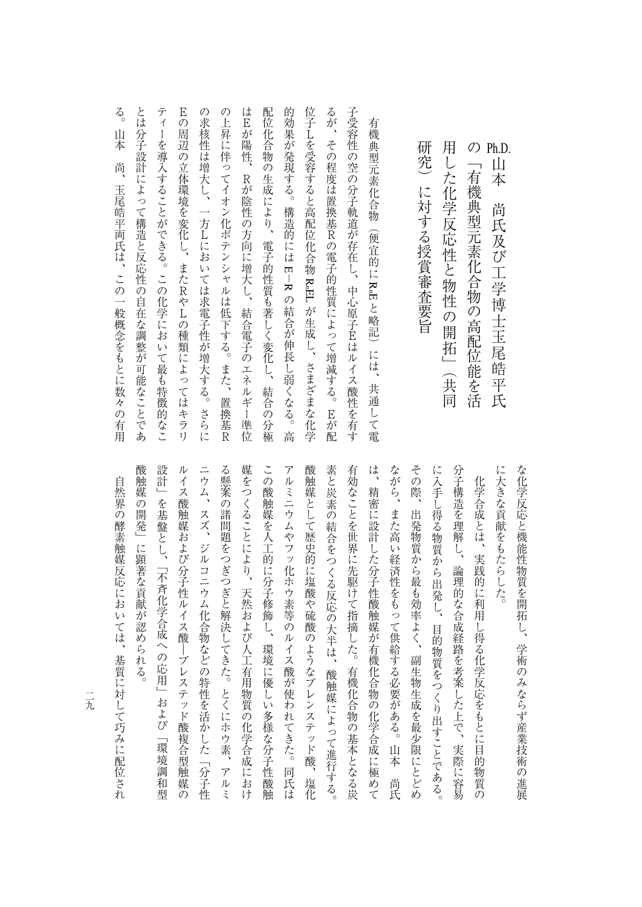# Ph.D. 山本　尚氏及び工学博士玉尾皓平氏の「有機典型元素化合物の高配位能を活用した化学反応性と物性の開拓」（共同研究）に対する授賞審査要旨

有機典型元素化合物（便宜的に$R_nE$と略記）には、共通して電子受容性の空の分子軌道が存在し、中心原子Eはルイス酸性を有するが、その程度は置換基Rの電子的性質によって増減する。Eが配位子Lを受容すると高配位化合物$R_nEL$が生成し、さまざまな化学的効果が発現する。構造的にはE—Rの結合が伸長し弱くなる。高配位化合物の生成により、電子的性質も著しく変化し、結合の分極はEが陽性、Rが陰性の方向に増大し、結合電子のエネルギー準位の上昇に伴ってイオン化ポテンシャルは低下する。また、置換基Rの求核性は増大し、一方Lにおいては求電子性が増大する。さらにEの周辺の立体環境を変化し、またRやLの種類によってはキラリティーを導入することができる。この化学において最も特徴的なことは分子設計によって構造と反応性の自在な調整が可能なことである。山本　尚、玉尾皓平両氏は、この一般概念をもとに数々の有用な化学反応と機能性物質を開拓し、学術のみならず産業技術の進展に大きな貢献をもたらした。

化学合成とは、実践的に利用し得る化学反応をもとに目的物質の分子構造を理解し、論理的な合成経路を考案した上で、実際に容易に入手し得る物質から出発し、目的物質をつくり出すことである。その際、出発物質から最も効率よく、副生物生成を最少限にとどめながら、また高い経済性をもって供給する必要がある。山本　尚氏は、精密に設計した分子性酸触媒が有機化合物の化学合成に極めて有効なことを世界に先駆けて指摘した。有機化合物の基本となる炭素と炭素の結合をつくる反応の大半は、酸触媒によって進行する。酸触媒として歴史的に塩酸や硫酸のようなブレンステッド酸、塩化アルミニウムやフッ化ホウ素等のルイス酸が使われてきた。同氏はこの酸触媒を人工的に分子修飾し、環境に優しい多様な分子性酸触媒をつくることにより、天然および人工有用物質の化学合成における懸案の諸問題をつぎつぎと解決してきた。とくにホウ素、アルミニウム、スズ、ジルコニウム化合物などの特性を活かした「分子性ルイス酸触媒および分子性ルイス酸—ブレステッド酸複合型触媒の設計」を基盤とし、「不斉化学合成への応用」および「環境調和型酸触媒の開発」に顕著な貢献が認められる。

自然界の酵素触媒反応においては、基質に対して巧みに配位され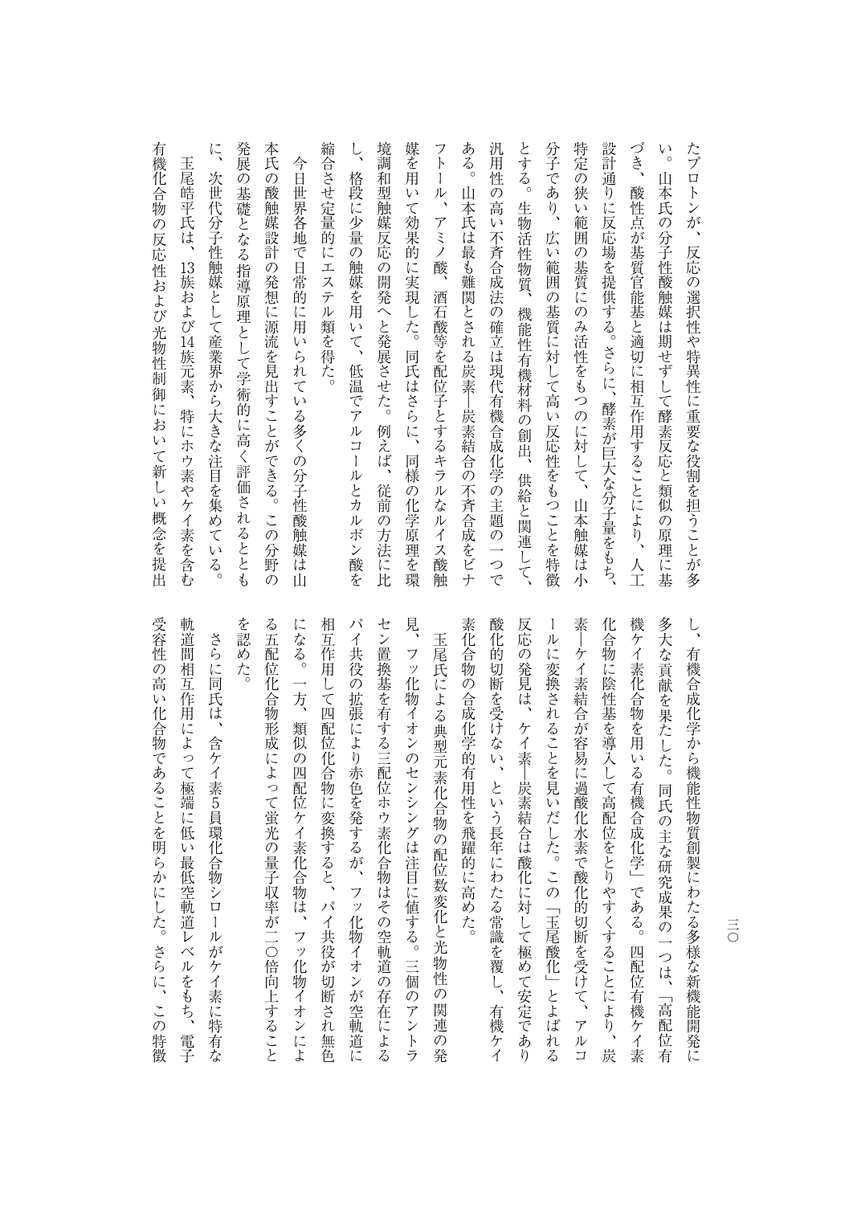し、有機合成化学から機能性物質創製にわたる多様な新機能開発に多大な貢献を果たした。同氏の主な研究成果の一つは、「高配位有機ケイ素化合物を用いる有機合成化学」である。四配位有機ケイ素化合物に陰性基を導入して高配位をとりやすくすることにより、炭素—ケイ素結合が容易に過酸化水素で酸化的切断を受けて、アルコールに変換されることを見いだした。この「玉尾酸化」とよばれる反応の発見は、ケイ素—炭素結合は酸化に対して極めて安定であり酸化的切断を受けない、という長年にわたる常識を覆し、有機ケイ素化合物の合成化学的有用性を飛躍的に高めた。

玉尾氏による典型元素化合物の配位数変化と光物性の関連の発見、フッ化物イオンのセンシングは注目に値する。三個のアントラセン置換基を有する三配位ホウ素化合物はその空軌道の存在によるパイ共役の拡張により赤色を発するが、フッ化物イオンが空軌道に相互作用して四配位化合物に変換すると、パイ共役が切断され無色になる。一方、類似の四配位ケイ素化合物は、フッ化物イオンによる五配位化合物形成によって蛍光の量子収率が二〇倍向上することを認めた。

さらに同氏は、含ケイ素5員環化合物シロールがケイ素に特有な軌道間相互作用によって極端に低い最低空軌道レベルをもち、電子受容性の高い化合物であることを明らかにした。さらに、この特徴

たプロトンが、反応の選択性や特異性に重要な役割を担うことが多い。山本氏の分子性酸触媒は期せずして酵素反応と類似の原理に基づき、酸性点が基質官能基と適切に相互作用することにより、人工設計通りに反応場を提供する。さらに、酵素が巨大な分子量をもち、特定の狭い範囲の基質にのみ活性をもつのに対して、山本触媒は小分子であり、広い範囲の基質に対して高い反応性をもつことを特徴とする。生物活性物質、機能性有機材料の創出、供給と関連して、汎用性の高い不斉合成法の確立は現代有機合成化学の主題の一つである。山本氏は最も難関とされる炭素—炭素結合の不斉合成をビナフトール、アミノ酸、酒石酸等を配位子とするキラルなルイス酸触媒を用いて効果的に実現した。同氏はさらに、同様の化学原理を環境調和型触媒反応の開発へと発展させた。例えば、従前の方法に比し、格段に少量の触媒を用いて、低温でアルコールとカルボン酸を縮合させ定量的にエステル類を得た。

今日世界各地で日常的に用いられている多くの分子性酸触媒は山本氏の酸触媒設計の発想に源流を見出すことができる。この分野の発展の基礎となる指導原理として学術的に高く評価されるとともに、次世代分子性触媒として産業界から大きな注目を集めている。

玉尾皓平氏は、13族および14族元素、特にホウ素やケイ素を含む有機化合物の反応性および光物性制御において新しい概念を提出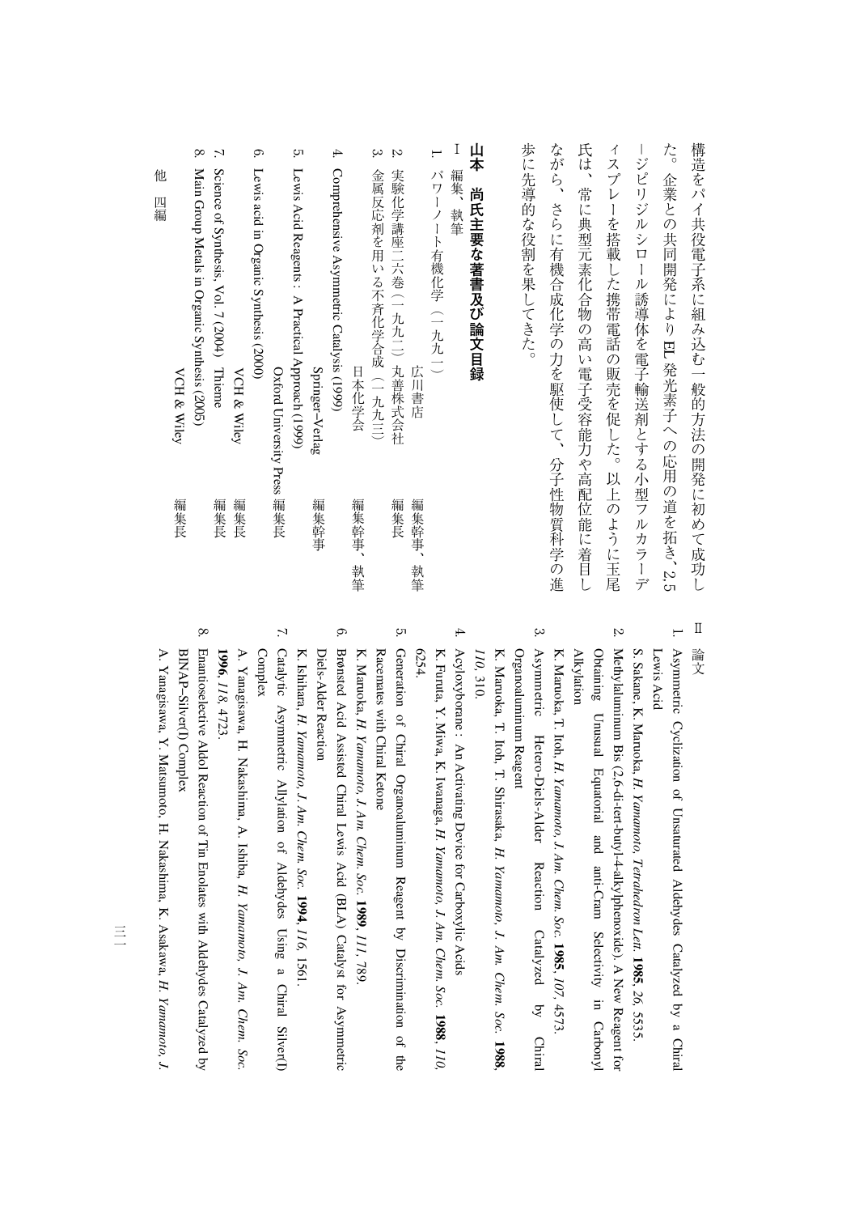構造をパイ共役電子系に組み込む一般的方法の開発に初めて成功した。企業との共同開発によりEL発光素子への応用の道を拓き、2,5−ジピリジルシロール誘導体を電子輸送剤とする小型フルカラーディスプレーを搭載した携帯電話の販売を促した。以上のように玉尾氏は、常に典型元素化合物の高い電子受容能力や高配位能に着目しながら、さらに有機合成化学の力を駆使して、分子性物質科学の進歩に先導的な役割を果たしてきた。

## 山本　尚氏主要な著書及び論文目録

### Ⅰ　編集、執筆

1. パワーノート有機化学（一九九一）　広川書店　編集幹事、執筆
2. 実験化学講座二六巻（一九九二）丸善株式会社　編集長
3. 金属反応剤を用いる不斉化学合成（一九九三）　日本化学会　編集幹事、執筆
4. Comprehensive Asymmetric Catalysis (1999)　Springer-Verlag　編集幹事
5. Lewis Acid Reagents : A Practical Approach (1999)　Oxford University Press　編集長
6. Lewis acid in Organic Synthesis (2000)　VCH & Wiley　編集長
7. Science of Synthesis, Vol. 7 (2004)　Thieme　編集長
8. Main Group Metals in Organic Synthesis (2005)　VCH & Wiley　編集長

他　四編

### Ⅱ　論文

1. Asymmetric Cyclization of Unsaturated Aldehydes Catalyzed by a Chiral Lewis Acid
S. Sakane, K. Maruoka, *H. Yamamoto*, *Tetrahedron Lett.* **1985**, *26*, 5535.
2. Methylaluminum Bis (2,6-di-tert-butyl-4-alkylphenoxide). A New Reagent for Obtaining Unusual Equatorial and anti-Cram Selectivity in Carbonyl Alkylation
K. Maruoka, T. Itoh, *H. Yamamoto*, *J. Am. Chem. Soc.* **1985**, *107*, 4573.
3. Asymmetric Hetero-Diels-Alder Reaction Catalyzed by Chiral Organoaluminum Reagent
K. Maruoka, T. Itoh, T. Shirasaka, *H. Yamamoto*, *J. Am. Chem. Soc.* **1988**, *110*, 310.
4. Acyloxyborane : An Activating Device for Carboxylic Acids
K. Furuta, Y. Miwa, K. Iwanaga, *H. Yamamoto*, *J. Am. Chem. Soc.* **1988**, *110*, 6254.
5. Generation of Chiral Organoaluminum Reagent by Discrimination of the Racemates with Chiral Ketone
K. Maruoka, *H. Yamamoto*, *J. Am. Chem. Soc.* **1989**, *111*, 789.
6. Brønsted Acid Assisted Chiral Lewis Acid (BLA) Catalyst for Asymmetric Diels-Alder Reaction
K. Ishihara, *H. Yamamoto*, *J. Am. Chem. Soc.* **1994**, *116*, 1561.
7. Catalytic Asymmetric Allylation of Aldehydes Using a Chiral Silver(I) Complex
A. Yanagisawa, H. Nakashima, A. Ishiba, *H. Yamamoto*, *J. Am. Chem. Soc.* **1996**, *118*, 4723.
8. Enantioselective Aldol Reaction of Tin Enolates with Aldehydes Catalyzed by BINAP–Silver(I) Complex
A. Yanagisawa, Y. Matsumoto, H. Nakashima, K. Asakawa, *H. Yamamoto*, *J.*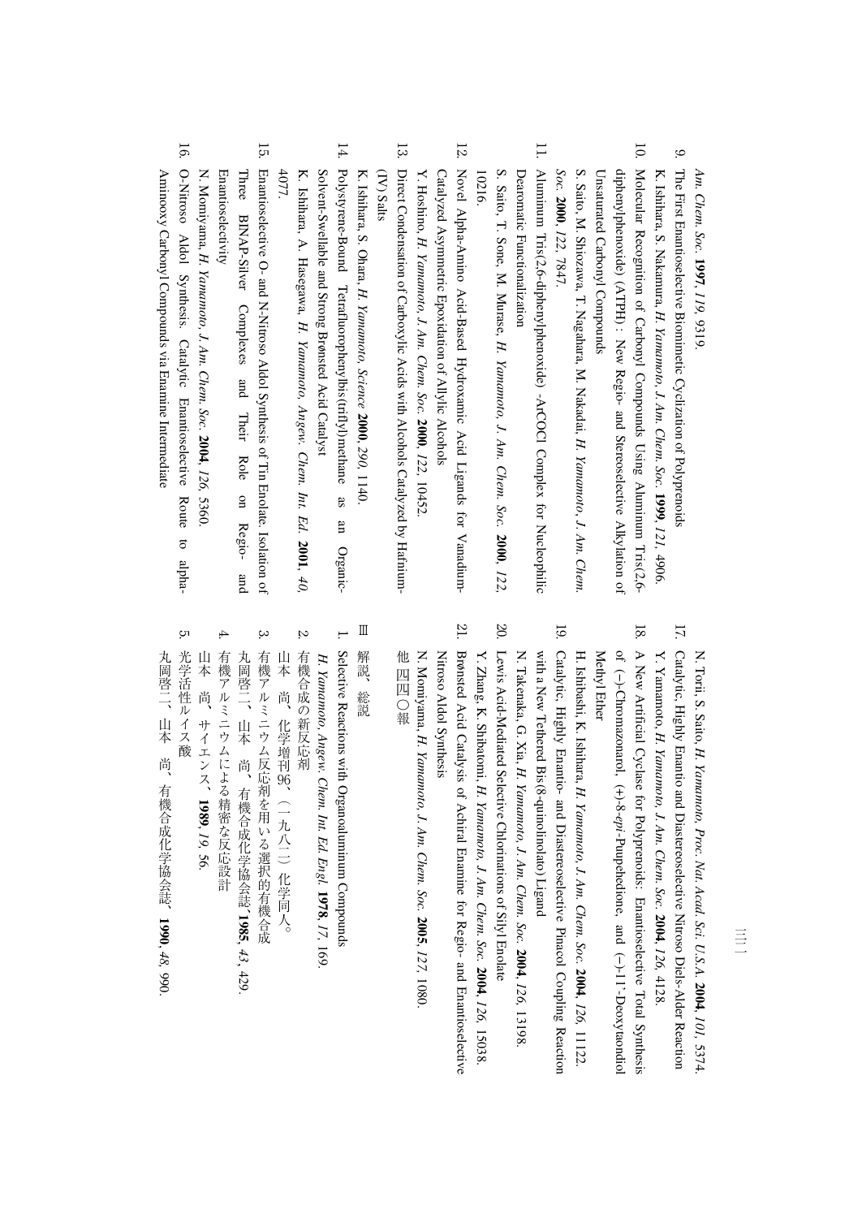*Am. Chem. Soc.* **1997**, *119*, 9319.

9. The First Enantioselective Biomimetic Cyclization of Polyprenoids
K. Ishihara, S. Nakamura, *H. Yamamoto*, *J. Am. Chem. Soc.* **1999**, *121*, 4906.

10. Molecular Recognition of Carbonyl Compounds Using Aluminum Tris(2,6-diphenylphenoxide) (ATPH) : New Regio- and Stereoselective Alkylation of Unsaturated Carbonyl Compounds
S. Saito, M. Shiozawa, T. Nagahara, M. Nakadai, *H. Yamamoto*, *J. Am. Chem. Soc.* **2000**, *122*, 7847.

11. Aluminum Tris(2,6-diphenylphenoxide) -ArCOCl Complex for Nucleophilic Dearomatic Functionalization
S. Saito, T. Sone, M. Murase, *H. Yamamoto*, *J. Am. Chem. Soc.* **2000**, *122*, 10216.

12. Novel Alpha-Amino Acid-Based Hydroxamic Acid Ligands for Vanadium-Catalyzed Asymmetric Epoxidation of Allylic Alcohols
Y. Hoshino, *H. Yamamoto*, *J. Am. Chem. Soc.* **2000**, *122*, 10452.

13. Direct Condensation of Carboxylic Acids with Alcohols Catalyzed by Hafnium-(IV) Salts
K. Ishihara, S. Ohara, *H. Yamamoto*, *Science* **2000**, *290*, 1140.

14. Polystyrene-Bound Tetrafluorophenylbis(triflyl)methane as an Organic-Solvent-Swellable and Strong Brønsted Acid Catalyst
K. Ishihara, A. Hasegawa, *H. Yamamoto*, *Angew. Chem. Int. Ed.* **2001**, *40*, 4077.

15. Enantioselective O- and N-Nitroso Aldol Synthesis of Tin Enolate. Isolation of Three BINAP-Silver Complexes and Their Role on Regio- and Enantioselectivity
N. Momiyama, *H. Yamamoto*, *J. Am. Chem. Soc.* **2004**, *126*, 5360.

16. O-Nitroso Aldol Synthesis. Catalytic Enantioselective Route to alpha-Aminooxy Carbonyl Compounds via Enamine Intermediate
N. Torii, S. Saito, *H. Yamamoto*, *Proc. Nat. Acad. Sci. U.S.A.* **2004**, *101*, 5374.

17. Catalytic, Highly Enantio and Diastereoselective Nitroso Diels-Alder Reaction
Y. Yamamoto, *H. Yamamoto*, *J. Am. Chem. Soc.* **2004**, *126*, 4128.

18. A New Artificial Cyclase for Polyprenoids: Enantioselective Total Synthesis of (−)-Chromazonarol, (+)-8-*epi*-Puupehedione, and (−)-11'-Deoxytaondiol Methyl Ether
H. Ishibashi, K. Ishihara, *H. Yamamoto*, *J. Am. Chem. Soc.* **2004**, *126*, 11122.

19. Catalytic, Highly Enantio- and Diastereoselective Pinacol Coupling Reaction with a New Tethered Bis(8-quinolinolato) Ligand
N. Takenaka, G. Xia, *H. Yamamoto*, *J. Am. Chem. Soc.* **2004**, *126*, 13198.

20. Lewis Acid-Mediated Selective Chlorinations of Silyl Enolate
Y. Zhang, K. Shibatomi, *H. Yamamoto*, *J. Am. Chem. Soc.* **2004**, *126*, 15038.

21. Brønsted Acid Catalysis of Achiral Enamine for Regio- and Enantioselective Nitroso Aldol Synthesis
N. Momiyama, *H. Yamamoto*, *J. Am. Chem. Soc.* **2005**, *127*, 1080.

他 四四〇報

## Ⅲ　解説、総説

1. Selective Reactions with Organoaluminum Compounds
*H. Yamamoto*, *Angew. Chem. Int. Ed. Engl.* **1978**, *17*, 169.

2. 有機合成の新反応剤
山本　尚、化学増刊96、（一九八二）化学同人。

3. 有機アルミニウム反応剤を用いる選択的有機合成
丸岡啓二、山本　尚、有機合成化学協会誌、**1985**, *43*, 429.

4. 有機アルミニウムによる精密な反応設計
山本　尚、サイエンス、**1989**, *19*, 56.

5. 光学活性ルイス酸
丸岡啓二、山本　尚、有機合成化学協会誌、**1990**, *48*, 990.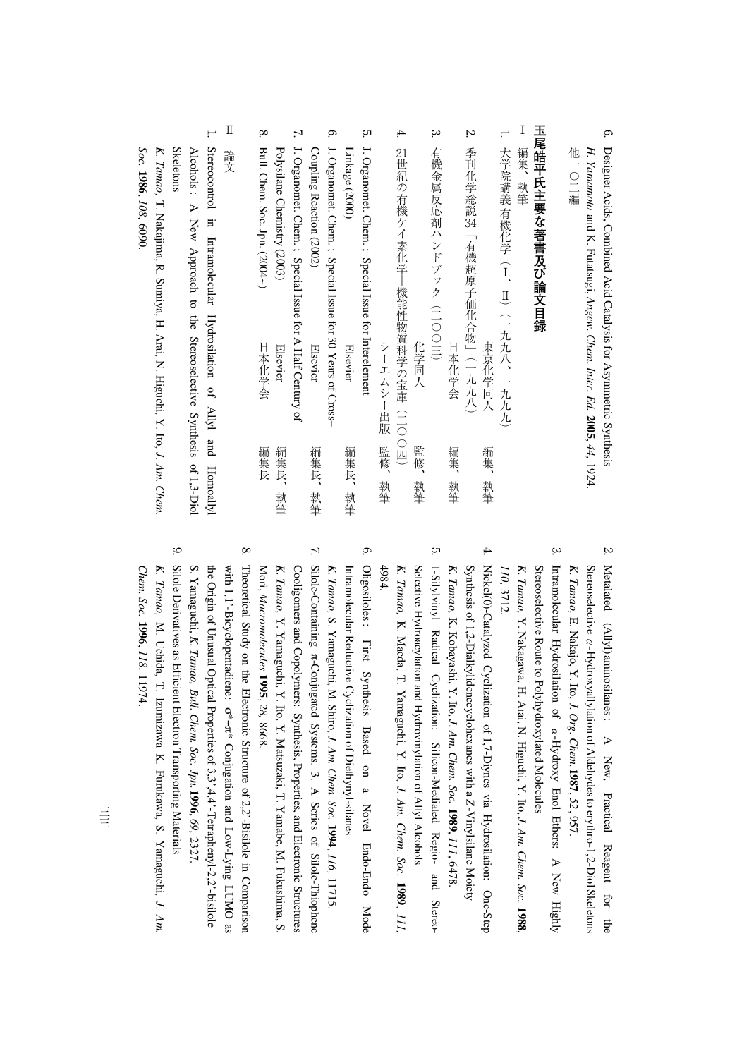6. Designer Acids, Combined Acid Catalysis for Asymmetric Synthesis
*H. Yamamoto* and K. Futatsugi, *Angew. Chem. Inter. Ed.* **2005**, *44*, 1924.

他一〇二編

## 玉尾皓平氏主要な著書及び論文目録

### Ⅰ　編集、執筆

1. 大学院講義 有機化学（Ⅰ、Ⅱ）（一九九八、一九九九）　東京化学同人　編集、執筆
2. 季刊化学総説34「有機超原子価化合物」（一九九八）　日本化学会　編集、執筆
3. 有機金属反応剤ハンドブック（二〇〇三）　化学同人　監修、執筆
4. 21世紀の有機ケイ素化学─機能性物質科学の宝庫（二〇〇四）　シーエムシー出版　監修、執筆
5. J. Organomet. Chem.; Special Issue for Interelement Linkage (2000)　Elsevier　編集長、執筆
6. J. Organomet. Chem.; Special Issue for 30 Years of Cross-Coupling Reaction (2002)　Elsevier　編集長、執筆
7. J. Organomet. Chem.; Special Issue for A Half Century of Polysilane Chemistry (2003)　Elsevier　編集長、執筆
8. Bull. Chem. Soc. Jpn. (2004-)　日本化学会　編集長

### Ⅱ　論文

1. Stereocontrol in Intramolecular Hydrosilation of Allyl and Homoallyl Alcohols: A New Approach to the Stereoselective Synthesis of 1,3-Diol Skeletons
*K. Tamao*, T. Nakajima, R. Sumiya, H. Arai, N. Higuchi, Y. Ito, *J. Am. Chem. Soc.* **1986**, *108*, 6090.
2. Metalated (Allyl)aminosilanes: A New, Practical Reagent for the Stereoselective α-Hydroxyallylation of Aldehydes to erythro-1,2-Diol Skeletons
*K. Tamao*, E. Nakajo, Y. Ito, *J. Org. Chem.* **1987**, *52*, 957.
3. Intramolecular Hydrosilation of α-Hydroxy Enol Ethers: A New Highly Stereoselective Route to Polyhydroxylated Molecules
*K. Tamao*, Y. Nakagawa, H. Arai, N. Higuchi, Y. Ito, *J. Am. Chem. Soc.* **1988**, *110*, 3712.
4. Nickel(0)-Catalyzed Cyclization of 1,7-Diynes via Hydrosilation: One-Step Synthesis of 1,2-Dialkylidenecyclohexanes with a Z-Vinylsilane Moiety
*K. Tamao*, K. Kobayashi, Y. Ito, *J. Am. Chem. Soc.* **1989**, *111*, 6478.
5. 1-Silylvinyl Radical Cyclization: Silicon-Mediated Regio- and Stereo-Selective Hydroxylation and Hydrovinylation of Allyl Alcohols
*K. Tamao*, K. Maeda, T. Yamaguchi, Y. Ito, *J. Am. Chem. Soc.* **1989**, *111*, 4984.
6. Oligosiloles: First Synthesis Based on a Novel Endo-Endo Mode Intramolecular Reductive Cyclization of Diethynyl-silanes
*K. Tamao*, S. Yamaguchi, M. Shiro, *J. Am. Chem. Soc.* **1994**, *116*, 11715.
7. Silole-Containing π-Conjugated Systems. 3. A Series of Silole-Thiophene Cooligomers and Copolymers: Synthesis, Properties, and Electronic Structures
*K. Tamao*, Y. Yamaguchi, Y. Ito, Y. Matsuzaki, T. Yamabe, M. Fukushima, S. Mori, *Macromolecules* **1995**, *28*, 8668.
8. Theoretical Study on the Electronic Structure of 2,2'-Bisilole in Comparison with 1,1'-Bicyclopentadiene: σ*–π* Conjugation and Low-Lying LUMO as the Origin of Unusual Optical Properties of 3,3',4,4'-Tetraphenyl-2,2'-bisilole
S. Yamaguchi, *K. Tamao*, *Bull. Chem. Soc. Jpn.* **1996**, *69*, 2327.
9. Silole Derivatives as Efficient Electron Transporting Materials
*K. Tamao*, M. Uchida, T. Izumizawa K. Furukawa, S. Yamaguchi, *J. Am. Chem. Soc.* **1996**, *118*, 11974.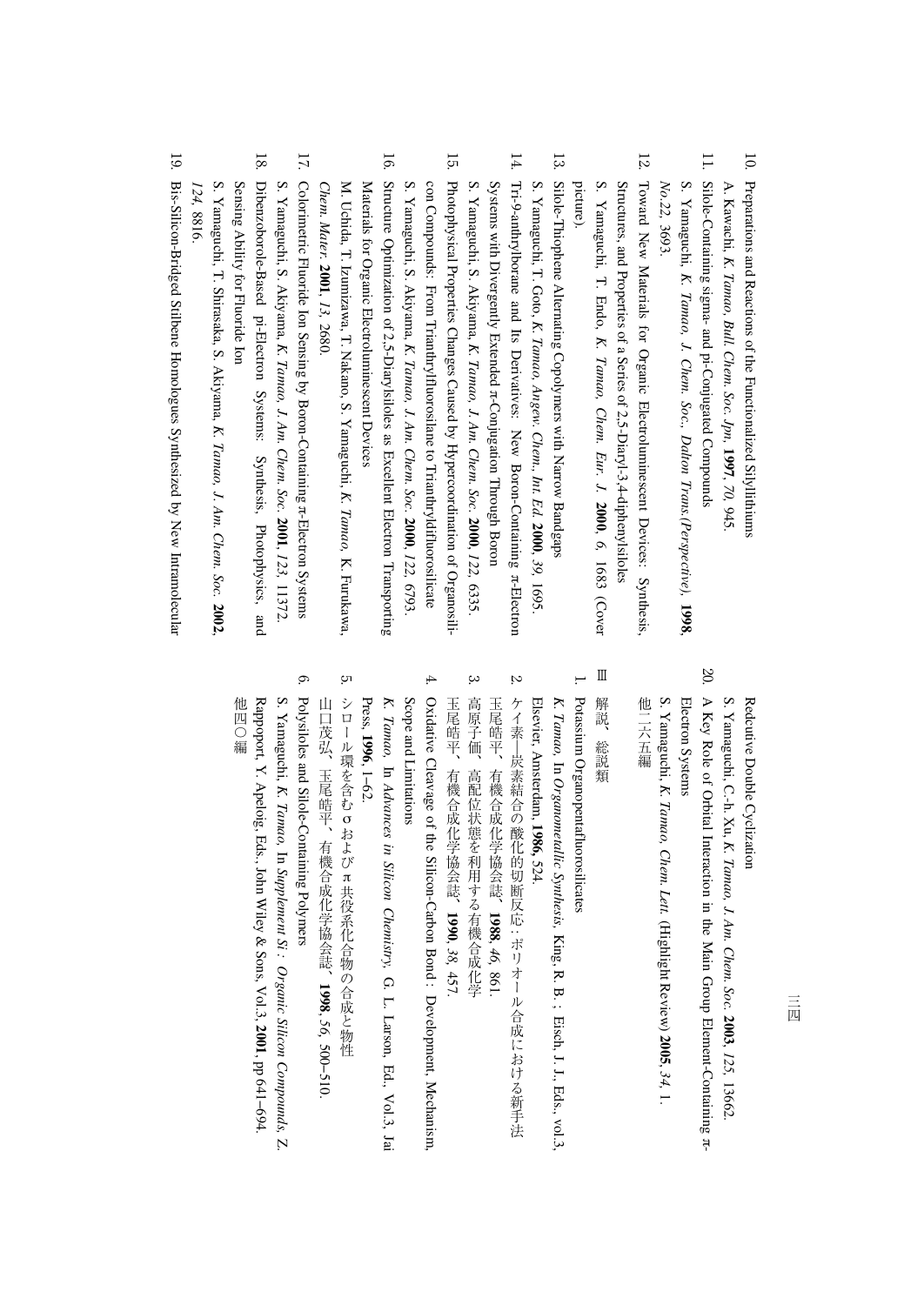10. Preparations and Reactions of the Functionalized Silyllithiums
A. Kawachi, *K. Tamao*, *Bull. Chem. Soc. Jpn*, **1997**, *70*, 945.
11. Silole-Containing sigma- and pi-Conjugated Compounds
S. Yamaguchi, *K. Tamao*, *J. Chem. Soc., Dalton Trans.(Perspective)*, **1998**, *No.22*, 3693.
12. Toward New Materials for Organic Electroluminescent Devices: Synthesis, Structures, and Properties of a Series of 2,5-Diaryl-3,4-diphenylsiloles
S. Yamaguchi, T. Endo, *K. Tamao*, *Chem. Eur. J.* **2000**, *6*, 1683 (Cover picture).
13. Silole-Thiophene Alternating Copolymers with Narrow Bandgaps
S. Yamaguchi, T. Goto, *K. Tamao*, *Angew. Chem., Int. Ed.* **2000**, *39*, 1695.
14. Tri-9-anthrylborane and Its Derivatives: New Boron-Containing π-Electron Systems with Divergently Extended π-Conjugation Through Boron
S. Yamaguchi, S. Akiyama, *K. Tamao*, *J. Am. Chem. Soc.* **2000**, *122*, 6335.
15. Photophysical Properties Changes Caused by Hypercoordination of Organosilicon Compounds: From Trianthrylfluorosilane to Trianthryldifluorosilicate
S. Yamaguchi, S. Akiyama, *K. Tamao*, *J. Am. Chem. Soc.* **2000**, *122*, 6793.
16. Structure Optimization of 2,5-Diarylsiloles as Excellent Electron Transporting Materials for Organic Electroluminescent Devices
M. Uchida, T. Izumizawa, T. Nakano, S. Yamaguchi, *K. Tamao*, K. Furukawa, *Chem. Mater.* **2001**, *13*, 2680.
17. Colorimetric Fluoride Ion Sensing by Boron-Containing π-Electron Systems
S. Yamaguchi, S. Akiyama, *K. Tamao*, *J. Am. Chem. Soc.* **2001**, *123*, 11372.
18. Dibenzoborole-Based pi-Electron Systems: Synthesis, Photophysics, and Sensing Ability for Fluoride Ion
S. Yamaguchi, T. Shirasaka, S. Akiyama, *K. Tamao*, *J. Am. Chem. Soc.* **2002**, *124*, 8816.
19. Bis-Silicon-Bridged Stilbene Homologues Synthesized by New Intramolecular Reductive Double Cyclization
S. Yamaguchi, C.-h. Xu, *K. Tamao*, *J. Am. Chem. Soc.* **2003**, *125*, 13662.
20. A Key Role of Orbital Interaction in the Main Group Element-Containing π-Electron Systems
S. Yamaguchi, *K. Tamao*, *Chem. Lett.* (Highlight Review) **2005**, *34*, 1.

他二六五編

## III 解説、総説類

1. Potassium Organopentafluorosilicates
*K. Tamao*, In *Organometallic Synthesis*, King, R. B.; Eisch, J. J., Eds., vol.3, Elsevier, Amsterdam, **1986**, 524.
2. ケイ素—炭素結合の酸化的切断反応：ポリオール合成における新手法
玉尾皓平、有機合成化学協会誌、**1988**, *46*, 861.
3. 高原子価、高配位状態を利用する有機合成化学
玉尾皓平、有機合成化学協会誌、**1990**, *38*, 457.
4. Oxidative Cleavage of the Silicon-Carbon Bond: Development, Mechanism, Scope and Limitations
*K. Tamao*, In *Advances in Silicon Chemistry*, G. L. Larson, Ed., Vol.3, Jai Press, **1996**, 1–62.
5. シロール環を含むσおよびπ共役系化合物の合成と物性
山口茂弘、玉尾皓平、有機合成化学協会誌、**1998**, *56*, 500–510.
6. Polysiloles and Silole-Containing Polymers
S. Yamaguchi, *K. Tamao*, In *Supplement Si: Organic Silicon Compounds*, Z. Rappoport, Y. Apeloig, Eds., John Wiley & Sons, Vol.3, **2001**, pp 641–694.

他四〇編